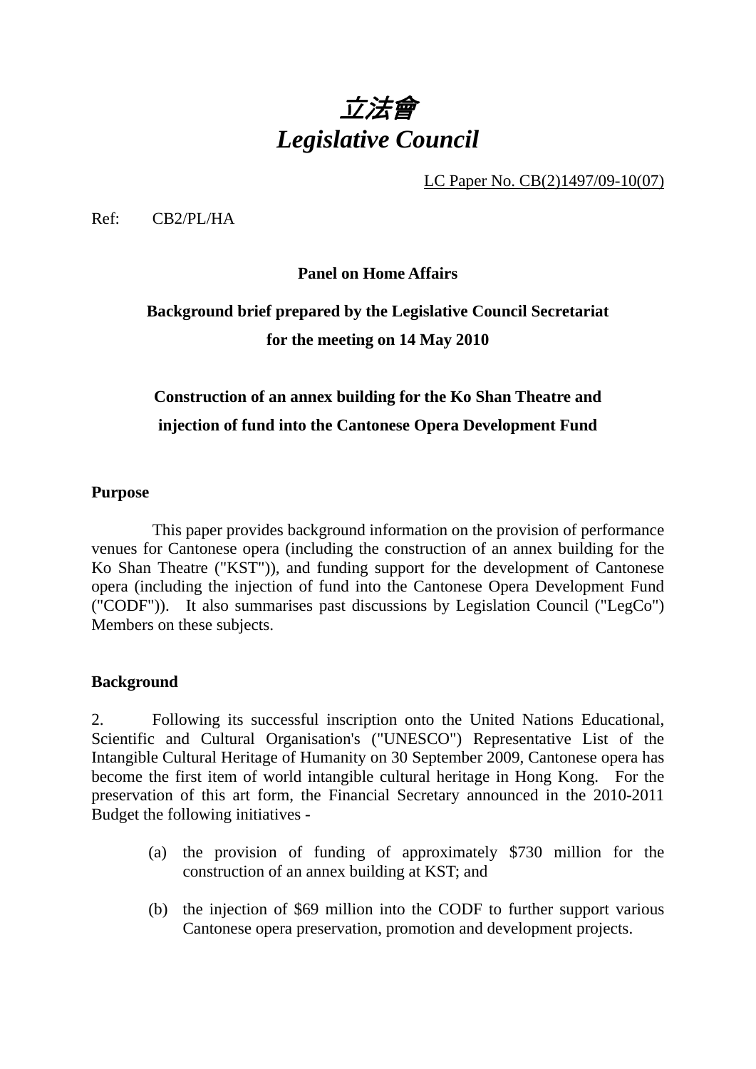# *立法會*
# *Legislative Council*

LC Paper No. CB(2)1497/09-10(07)

Ref: CB2/PL/HA

**Panel on Home Affairs**

**Background brief prepared by the Legislative Council Secretariat for the meeting on 14 May 2010**

**Construction of an annex building for the Ko Shan Theatre and injection of fund into the Cantonese Opera Development Fund**

## Purpose

This paper provides background information on the provision of performance venues for Cantonese opera (including the construction of an annex building for the Ko Shan Theatre ("KST")), and funding support for the development of Cantonese opera (including the injection of fund into the Cantonese Opera Development Fund ("CODF")). It also summarises past discussions by Legislation Council ("LegCo") Members on these subjects.

## Background

2. Following its successful inscription onto the United Nations Educational, Scientific and Cultural Organisation's ("UNESCO") Representative List of the Intangible Cultural Heritage of Humanity on 30 September 2009, Cantonese opera has become the first item of world intangible cultural heritage in Hong Kong. For the preservation of this art form, the Financial Secretary announced in the 2010-2011 Budget the following initiatives -

(a) the provision of funding of approximately $730 million for the construction of an annex building at KST; and

(b) the injection of $69 million into the CODF to further support various Cantonese opera preservation, promotion and development projects.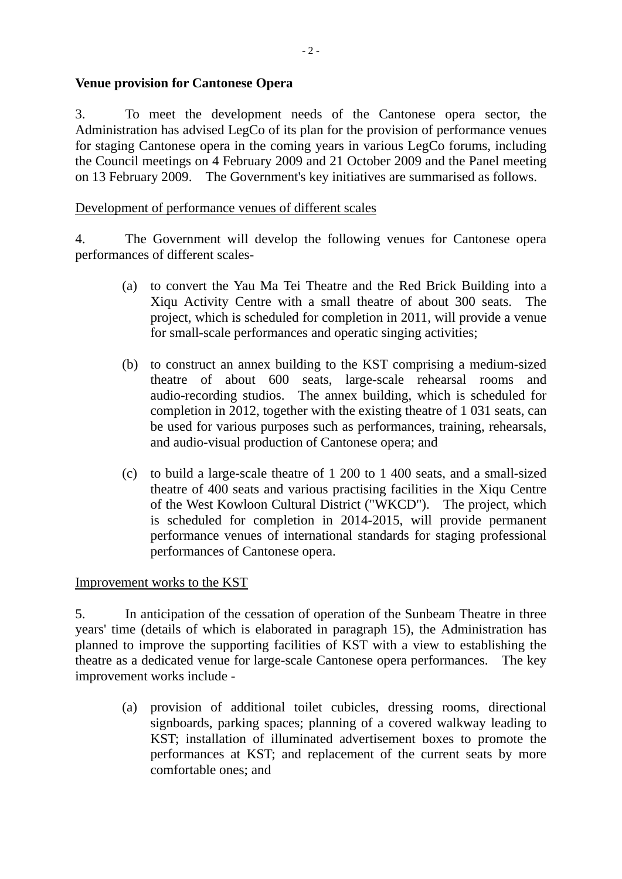**Venue provision for Cantonese Opera**

3. To meet the development needs of the Cantonese opera sector, the Administration has advised LegCo of its plan for the provision of performance venues for staging Cantonese opera in the coming years in various LegCo forums, including the Council meetings on 4 February 2009 and 21 October 2009 and the Panel meeting on 13 February 2009. The Government's key initiatives are summarised as follows.

Development of performance venues of different scales

4. The Government will develop the following venues for Cantonese opera performances of different scales-

(a) to convert the Yau Ma Tei Theatre and the Red Brick Building into a Xiqu Activity Centre with a small theatre of about 300 seats. The project, which is scheduled for completion in 2011, will provide a venue for small-scale performances and operatic singing activities;

(b) to construct an annex building to the KST comprising a medium-sized theatre of about 600 seats, large-scale rehearsal rooms and audio-recording studios. The annex building, which is scheduled for completion in 2012, together with the existing theatre of 1 031 seats, can be used for various purposes such as performances, training, rehearsals, and audio-visual production of Cantonese opera; and

(c) to build a large-scale theatre of 1 200 to 1 400 seats, and a small-sized theatre of 400 seats and various practising facilities in the Xiqu Centre of the West Kowloon Cultural District ("WKCD"). The project, which is scheduled for completion in 2014-2015, will provide permanent performance venues of international standards for staging professional performances of Cantonese opera.

Improvement works to the KST

5. In anticipation of the cessation of operation of the Sunbeam Theatre in three years' time (details of which is elaborated in paragraph 15), the Administration has planned to improve the supporting facilities of KST with a view to establishing the theatre as a dedicated venue for large-scale Cantonese opera performances. The key improvement works include -

(a) provision of additional toilet cubicles, dressing rooms, directional signboards, parking spaces; planning of a covered walkway leading to KST; installation of illuminated advertisement boxes to promote the performances at KST; and replacement of the current seats by more comfortable ones; and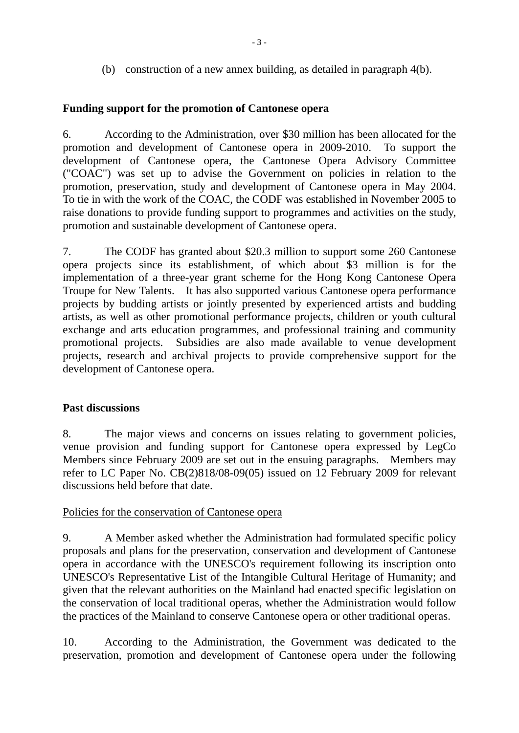(b) construction of a new annex building, as detailed in paragraph 4(b).

**Funding support for the promotion of Cantonese opera**

6. According to the Administration, over $30 million has been allocated for the promotion and development of Cantonese opera in 2009-2010. To support the development of Cantonese opera, the Cantonese Opera Advisory Committee ("COAC") was set up to advise the Government on policies in relation to the promotion, preservation, study and development of Cantonese opera in May 2004. To tie in with the work of the COAC, the CODF was established in November 2005 to raise donations to provide funding support to programmes and activities on the study, promotion and sustainable development of Cantonese opera.

7. The CODF has granted about $20.3 million to support some 260 Cantonese opera projects since its establishment, of which about $3 million is for the implementation of a three-year grant scheme for the Hong Kong Cantonese Opera Troupe for New Talents. It has also supported various Cantonese opera performance projects by budding artists or jointly presented by experienced artists and budding artists, as well as other promotional performance projects, children or youth cultural exchange and arts education programmes, and professional training and community promotional projects. Subsidies are also made available to venue development projects, research and archival projects to provide comprehensive support for the development of Cantonese opera.

**Past discussions**

8. The major views and concerns on issues relating to government policies, venue provision and funding support for Cantonese opera expressed by LegCo Members since February 2009 are set out in the ensuing paragraphs. Members may refer to LC Paper No. CB(2)818/08-09(05) issued on 12 February 2009 for relevant discussions held before that date.

<u>Policies for the conservation of Cantonese opera</u>

9. A Member asked whether the Administration had formulated specific policy proposals and plans for the preservation, conservation and development of Cantonese opera in accordance with the UNESCO's requirement following its inscription onto UNESCO's Representative List of the Intangible Cultural Heritage of Humanity; and given that the relevant authorities on the Mainland had enacted specific legislation on the conservation of local traditional operas, whether the Administration would follow the practices of the Mainland to conserve Cantonese opera or other traditional operas.

10. According to the Administration, the Government was dedicated to the preservation, promotion and development of Cantonese opera under the following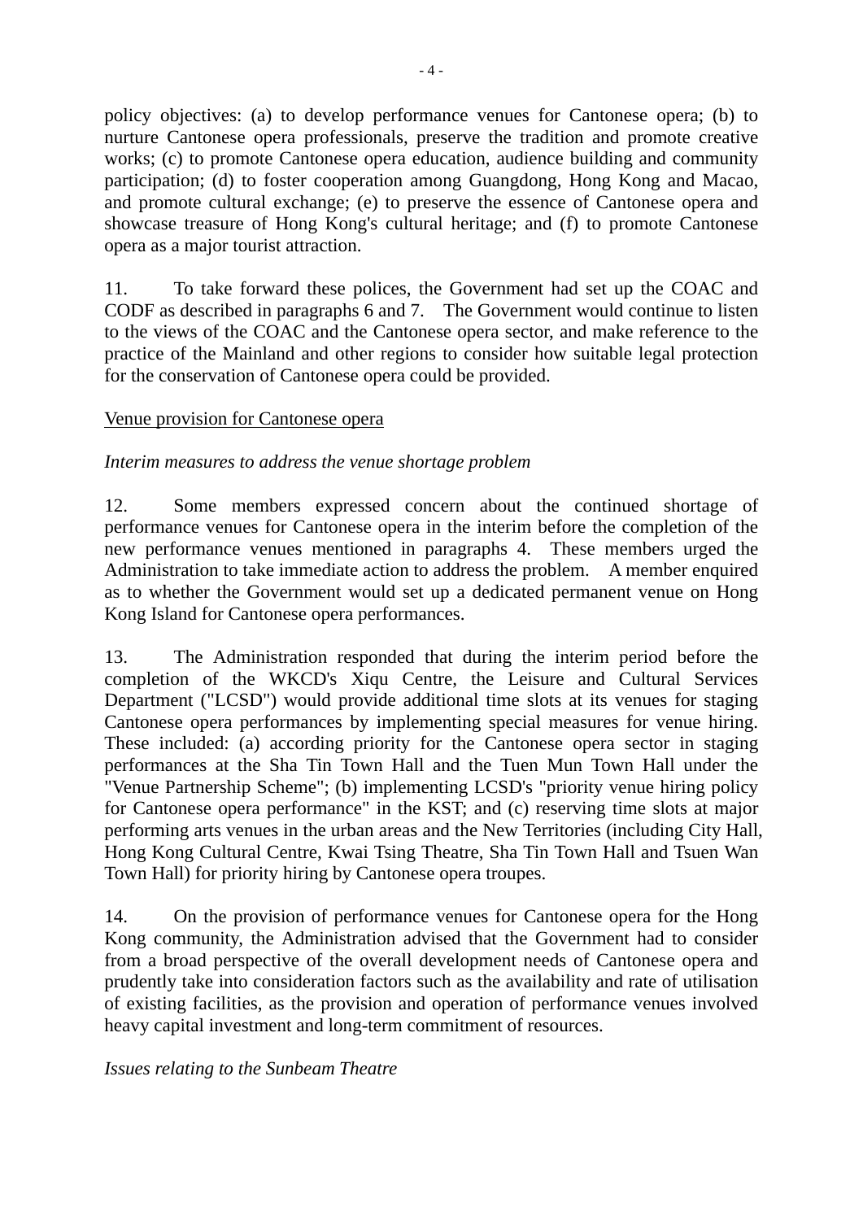policy objectives: (a) to develop performance venues for Cantonese opera; (b) to nurture Cantonese opera professionals, preserve the tradition and promote creative works; (c) to promote Cantonese opera education, audience building and community participation; (d) to foster cooperation among Guangdong, Hong Kong and Macao, and promote cultural exchange; (e) to preserve the essence of Cantonese opera and showcase treasure of Hong Kong's cultural heritage; and (f) to promote Cantonese opera as a major tourist attraction.

11. To take forward these polices, the Government had set up the COAC and CODF as described in paragraphs 6 and 7. The Government would continue to listen to the views of the COAC and the Cantonese opera sector, and make reference to the practice of the Mainland and other regions to consider how suitable legal protection for the conservation of Cantonese opera could be provided.

<u>Venue provision for Cantonese opera</u>

*Interim measures to address the venue shortage problem*

12. Some members expressed concern about the continued shortage of performance venues for Cantonese opera in the interim before the completion of the new performance venues mentioned in paragraphs 4. These members urged the Administration to take immediate action to address the problem. A member enquired as to whether the Government would set up a dedicated permanent venue on Hong Kong Island for Cantonese opera performances.

13. The Administration responded that during the interim period before the completion of the WKCD's Xiqu Centre, the Leisure and Cultural Services Department ("LCSD") would provide additional time slots at its venues for staging Cantonese opera performances by implementing special measures for venue hiring. These included: (a) according priority for the Cantonese opera sector in staging performances at the Sha Tin Town Hall and the Tuen Mun Town Hall under the "Venue Partnership Scheme"; (b) implementing LCSD's "priority venue hiring policy for Cantonese opera performance" in the KST; and (c) reserving time slots at major performing arts venues in the urban areas and the New Territories (including City Hall, Hong Kong Cultural Centre, Kwai Tsing Theatre, Sha Tin Town Hall and Tsuen Wan Town Hall) for priority hiring by Cantonese opera troupes.

14. On the provision of performance venues for Cantonese opera for the Hong Kong community, the Administration advised that the Government had to consider from a broad perspective of the overall development needs of Cantonese opera and prudently take into consideration factors such as the availability and rate of utilisation of existing facilities, as the provision and operation of performance venues involved heavy capital investment and long-term commitment of resources.

*Issues relating to the Sunbeam Theatre*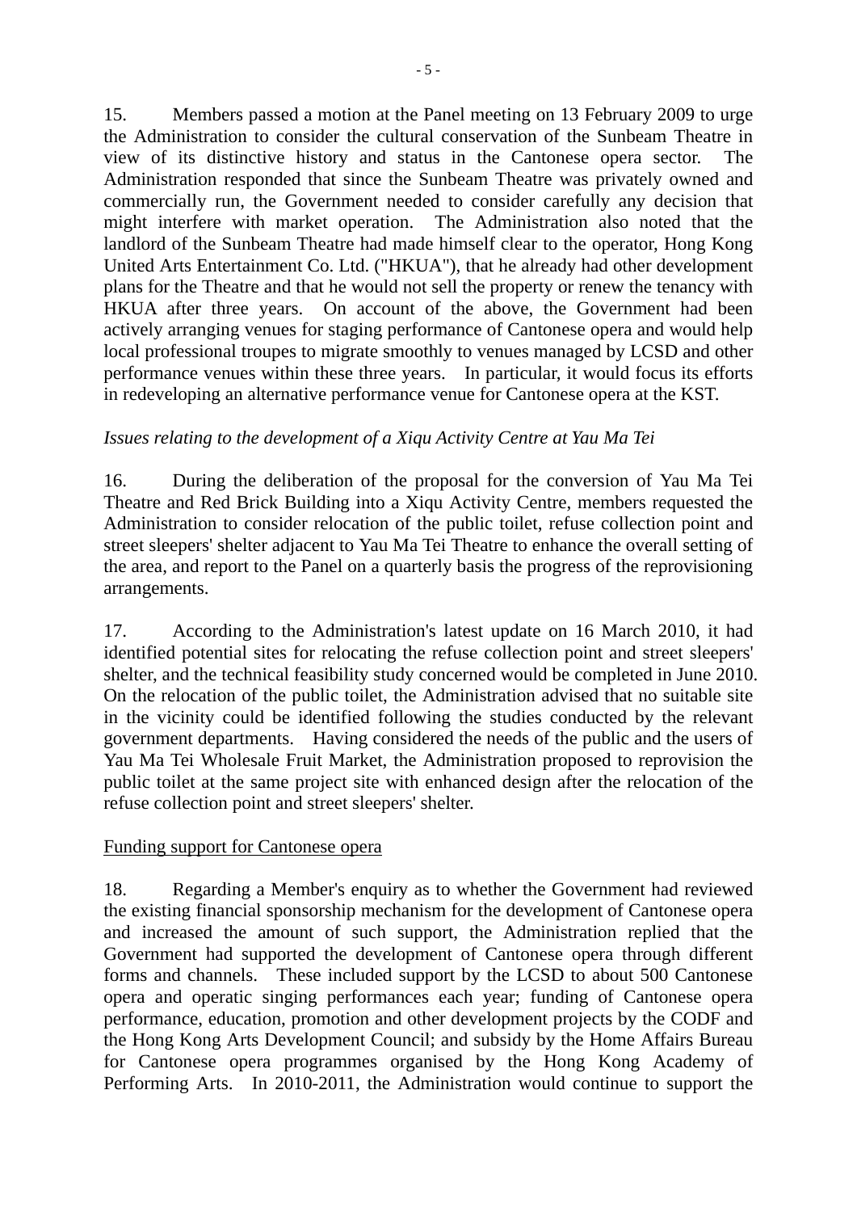15. Members passed a motion at the Panel meeting on 13 February 2009 to urge the Administration to consider the cultural conservation of the Sunbeam Theatre in view of its distinctive history and status in the Cantonese opera sector. The Administration responded that since the Sunbeam Theatre was privately owned and commercially run, the Government needed to consider carefully any decision that might interfere with market operation. The Administration also noted that the landlord of the Sunbeam Theatre had made himself clear to the operator, Hong Kong United Arts Entertainment Co. Ltd. ("HKUA"), that he already had other development plans for the Theatre and that he would not sell the property or renew the tenancy with HKUA after three years. On account of the above, the Government had been actively arranging venues for staging performance of Cantonese opera and would help local professional troupes to migrate smoothly to venues managed by LCSD and other performance venues within these three years. In particular, it would focus its efforts in redeveloping an alternative performance venue for Cantonese opera at the KST.

*Issues relating to the development of a Xiqu Activity Centre at Yau Ma Tei*

16. During the deliberation of the proposal for the conversion of Yau Ma Tei Theatre and Red Brick Building into a Xiqu Activity Centre, members requested the Administration to consider relocation of the public toilet, refuse collection point and street sleepers' shelter adjacent to Yau Ma Tei Theatre to enhance the overall setting of the area, and report to the Panel on a quarterly basis the progress of the reprovisioning arrangements.

17. According to the Administration's latest update on 16 March 2010, it had identified potential sites for relocating the refuse collection point and street sleepers' shelter, and the technical feasibility study concerned would be completed in June 2010. On the relocation of the public toilet, the Administration advised that no suitable site in the vicinity could be identified following the studies conducted by the relevant government departments. Having considered the needs of the public and the users of Yau Ma Tei Wholesale Fruit Market, the Administration proposed to reprovision the public toilet at the same project site with enhanced design after the relocation of the refuse collection point and street sleepers' shelter.

<u>Funding support for Cantonese opera</u>

18. Regarding a Member's enquiry as to whether the Government had reviewed the existing financial sponsorship mechanism for the development of Cantonese opera and increased the amount of such support, the Administration replied that the Government had supported the development of Cantonese opera through different forms and channels. These included support by the LCSD to about 500 Cantonese opera and operatic singing performances each year; funding of Cantonese opera performance, education, promotion and other development projects by the CODF and the Hong Kong Arts Development Council; and subsidy by the Home Affairs Bureau for Cantonese opera programmes organised by the Hong Kong Academy of Performing Arts. In 2010-2011, the Administration would continue to support the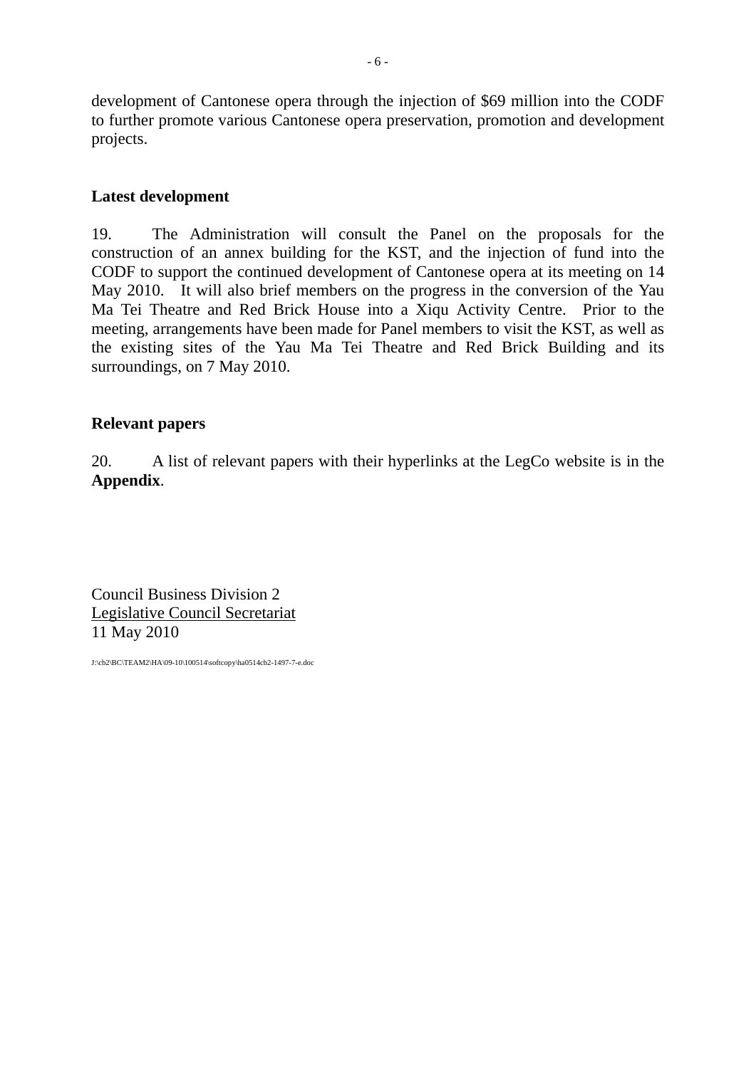development of Cantonese opera through the injection of $69 million into the CODF to further promote various Cantonese opera preservation, promotion and development projects.

## Latest development

19. The Administration will consult the Panel on the proposals for the construction of an annex building for the KST, and the injection of fund into the CODF to support the continued development of Cantonese opera at its meeting on 14 May 2010. It will also brief members on the progress in the conversion of the Yau Ma Tei Theatre and Red Brick House into a Xiqu Activity Centre. Prior to the meeting, arrangements have been made for Panel members to visit the KST, as well as the existing sites of the Yau Ma Tei Theatre and Red Brick Building and its surroundings, on 7 May 2010.

## Relevant papers

20. A list of relevant papers with their hyperlinks at the LegCo website is in the **Appendix**.

Council Business Division 2
Legislative Council Secretariat
11 May 2010

J:\cb2\BC\TEAM2\HA\09-10\100514\softcopy\ha0514cb2-1497-7-e.doc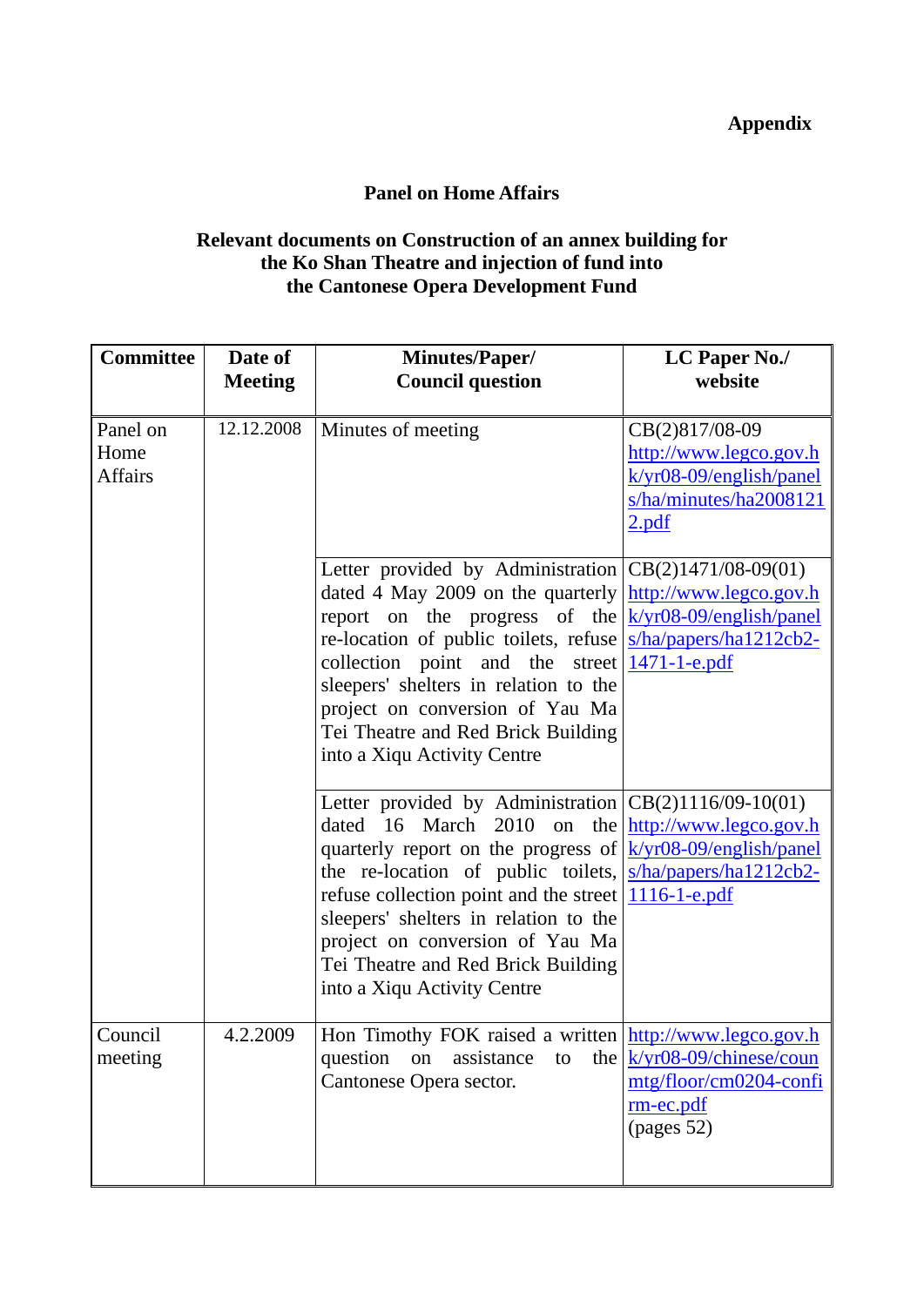**Appendix**

## Panel on Home Affairs

### Relevant documents on Construction of an annex building for the Ko Shan Theatre and injection of fund into the Cantonese Opera Development Fund

| Committee | Date of Meeting | Minutes/Paper/ Council question | LC Paper No./ website |
|---|---|---|---|
| Panel on Home Affairs | 12.12.2008 | Minutes of meeting | CB(2)817/08-09 http://www.legco.gov.hk/yr08-09/english/panels/ha/minutes/ha20081212.pdf |
| | | Letter provided by Administration dated 4 May 2009 on the quarterly report on the progress of the re-location of public toilets, refuse collection point and the street sleepers' shelters in relation to the project on conversion of Yau Ma Tei Theatre and Red Brick Building into a Xiqu Activity Centre | CB(2)1471/08-09(01) http://www.legco.gov.hk/yr08-09/english/panels/ha/papers/ha1212cb2-1471-1-e.pdf |
| | | Letter provided by Administration dated 16 March 2010 on the quarterly report on the progress of the re-location of public toilets, refuse collection point and the street sleepers' shelters in relation to the project on conversion of Yau Ma Tei Theatre and Red Brick Building into a Xiqu Activity Centre | CB(2)1116/09-10(01) http://www.legco.gov.hk/yr08-09/english/panels/ha/papers/ha1212cb2-1116-1-e.pdf |
| Council meeting | 4.2.2009 | Hon Timothy FOK raised a written question on assistance to the Cantonese Opera sector. | http://www.legco.gov.hk/yr08-09/chinese/counmtg/floor/cm0204-confirm-ec.pdf (pages 52) |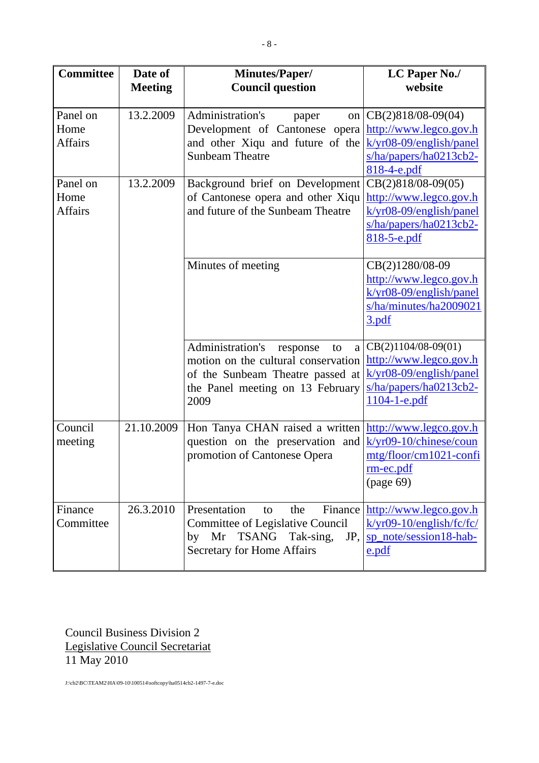| Committee | Date of Meeting | Minutes/Paper/ Council question | LC Paper No./ website |
|---|---|---|---|
| Panel on Home Affairs | 13.2.2009 | Administration's paper on Development of Cantonese opera and other Xiqu and future of the Sunbeam Theatre | CB(2)818/08-09(04) http://www.legco.gov.hk/yr08-09/english/panels/ha/papers/ha0213cb2-818-4-e.pdf |
| Panel on Home Affairs | 13.2.2009 | Background brief on Development of Cantonese opera and other Xiqu and future of the Sunbeam Theatre | CB(2)818/08-09(05) http://www.legco.gov.hk/yr08-09/english/panels/ha/papers/ha0213cb2-818-5-e.pdf |
| | | Minutes of meeting | CB(2)1280/08-09 http://www.legco.gov.hk/yr08-09/english/panels/ha/minutes/ha20090213.pdf |
| | | Administration's response to a motion on the cultural conservation of the Sunbeam Theatre passed at the Panel meeting on 13 February 2009 | CB(2)1104/08-09(01) http://www.legco.gov.hk/yr08-09/english/panels/ha/papers/ha0213cb2-1104-1-e.pdf |
| Council meeting | 21.10.2009 | Hon Tanya CHAN raised a written question on the preservation and promotion of Cantonese Opera | http://www.legco.gov.hk/yr09-10/chinese/counmtg/floor/cm1021-confirm-ec.pdf (page 69) |
| Finance Committee | 26.3.2010 | Presentation to the Finance Committee of Legislative Council by Mr TSANG Tak-sing, JP, Secretary for Home Affairs | http://www.legco.gov.hk/yr09-10/english/fc/fc/sp_note/session18-hab-e.pdf |

Council Business Division 2
Legislative Council Secretariat
11 May 2010

J:\cb2\BC\TEAM2\HA\09-10\100514\softcopy\ha0514cb2-1497-7-e.doc